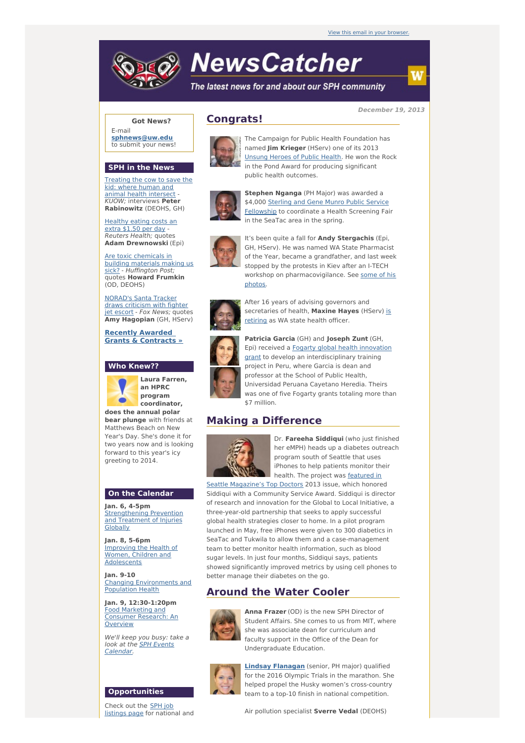View this email in your browser.

# NewsCatcher

*The latest news for and about our SPH community*

**December 19, 2013**

**Got News?**

E-mail **sphnews@uw.edu** to submit your news!

## SPH in the News

Treating the cow to save the kid: where human and animal health intersect - *KUOW;* interviews **Peter Rabinowitz** (DEOHS, GH)

Healthy eating costs an extra $1.50 per day - *Reuters Health;* quotes **Adam Drewnowski** (Epi)

Are toxic chemicals in building materials making us sick? - *Huffington Post;* quotes **Howard Frumkin** (OD, DEOHS)

NORAD's Santa Tracker draws criticism with fighter jet escort - *Fox News;* quotes **Amy Hagopian** (GH, HServ)

**Recently Awarded Grants & Contracts »**

## Who Knew??

**Laura Farren, an HPRC program coordinator, does the annual polar bear plunge** with friends at Matthews Beach on New Year's Day. She's done it for two years now and is looking forward to this year's icy greeting to 2014.

## On the Calendar

**Jan. 6, 4-5pm**
Strengthening Prevention and Treatment of Injuries Globally

**Jan. 8, 5-6pm**
Improving the Health of Women, Children and Adolescents

**Jan. 9-10**
Changing Environments and Population Health

**Jan. 9, 12:30-1:20pm**
Food Marketing and Consumer Research: An Overview

*We'll keep you busy: take a look at the SPH Events Calendar.*

## Opportunities

Check out the SPH job listings page for national and

## Congrats!

The Campaign for Public Health Foundation has named **Jim Krieger** (HServ) one of its 2013 Unsung Heroes of Public Health. He won the Rock in the Pond Award for producing significant public health outcomes.

**Stephen Nganga** (PH Major) was awarded a $4,000 Sterling and Gene Munro Public Service Fellowship to coordinate a Health Screening Fair in the SeaTac area in the spring.

It's been quite a fall for **Andy Stergachis** (Epi, GH, HServ). He was named WA State Pharmacist of the Year, became a grandfather, and last week stopped by the protests in Kiev after an I-TECH workshop on pharmacovigilance. See some of his photos.

After 16 years of advising governors and secretaries of health, **Maxine Hayes** (HServ) is retiring as WA state health officer.

**Patricia Garcia** (GH) and **Joseph Zunt** (GH, Epi) received a Fogarty global health innovation grant to develop an interdisciplinary training project in Peru, where Garcia is dean and professor at the School of Public Health, Universidad Peruana Cayetano Heredia. Theirs was one of five Fogarty grants totaling more than $7 million.

## Making a Difference

Dr. **Fareeha Siddiqui** (who just finished her eMPH) heads up a diabetes outreach program south of Seattle that uses iPhones to help patients monitor their health. The project was featured in Seattle Magazine's Top Doctors 2013 issue, which honored Siddiqui with a Community Service Award. Siddiqui is director of research and innovation for the Global to Local Initiative, a three-year-old partnership that seeks to apply successful global health strategies closer to home. In a pilot program launched in May, free iPhones were given to 300 diabetics in SeaTac and Tukwila to allow them and a case-management team to better monitor health information, such as blood sugar levels. In just four months, Siddiqui says, patients showed significantly improved metrics by using cell phones to better manage their diabetes on the go.

## Around the Water Cooler

**Anna Frazer** (OD) is the new SPH Director of Student Affairs. She comes to us from MIT, where she was associate dean for curriculum and faculty support in the Office of the Dean for Undergraduate Education.

**Lindsay Flanagan** (senior, PH major) qualified for the 2016 Olympic Trials in the marathon. She helped propel the Husky women's cross-country team to a top-10 finish in national competition.

Air pollution specialist **Sverre Vedal** (DEOHS)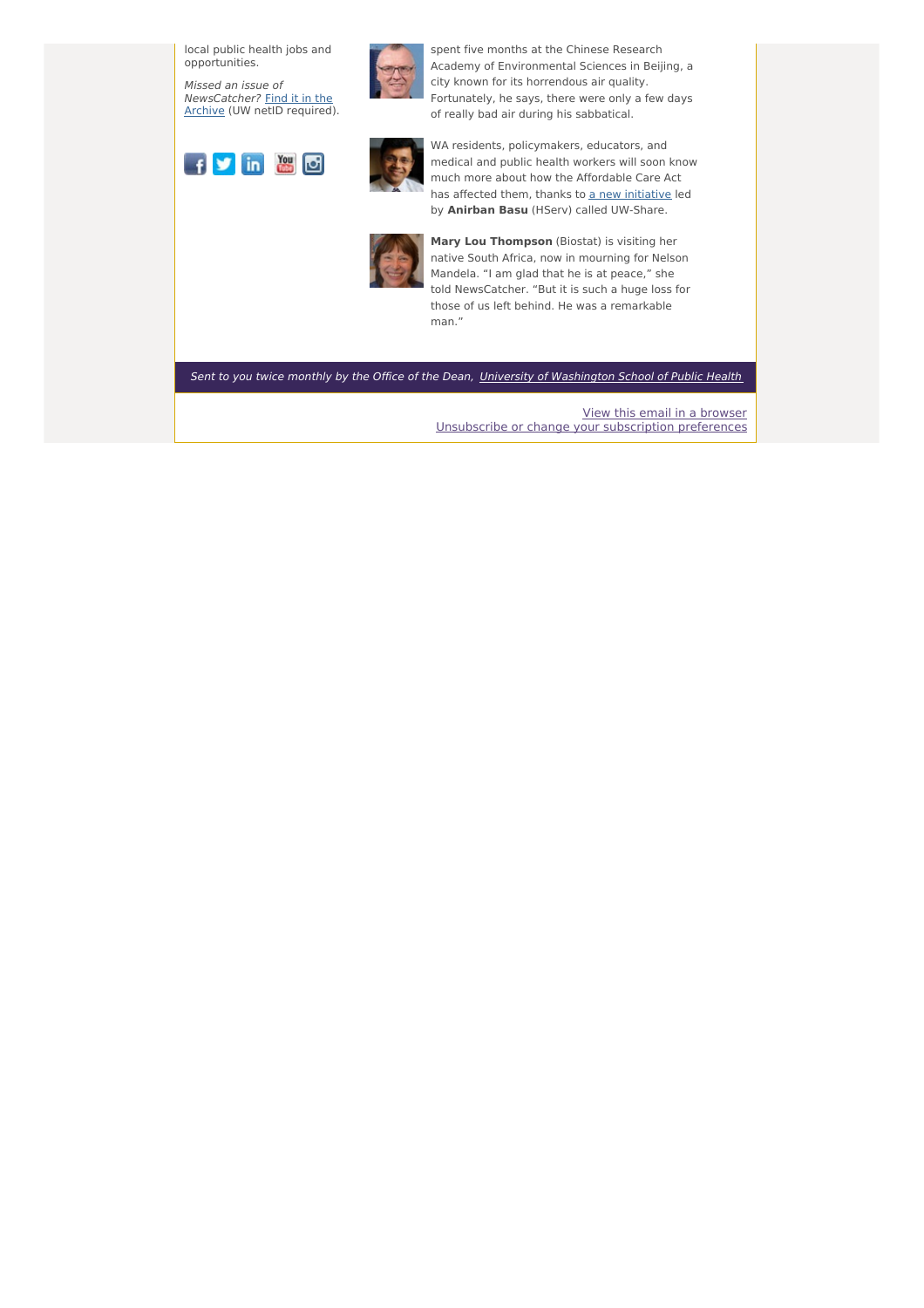local public health jobs and opportunities.

*Missed an issue of NewsCatcher?* Find it in the Archive (UW netID required).

spent five months at the Chinese Research Academy of Environmental Sciences in Beijing, a city known for its horrendous air quality. Fortunately, he says, there were only a few days of really bad air during his sabbatical.

WA residents, policymakers, educators, and medical and public health workers will soon know much more about how the Affordable Care Act has affected them, thanks to a new initiative led by **Anirban Basu** (HServ) called UW-Share.

**Mary Lou Thompson** (Biostat) is visiting her native South Africa, now in mourning for Nelson Mandela. "I am glad that he is at peace," she told NewsCatcher. "But it is such a huge loss for those of us left behind. He was a remarkable man."

*Sent to you twice monthly by the Office of the Dean, University of Washington School of Public Health*

View this email in a browser
Unsubscribe or change your subscription preferences